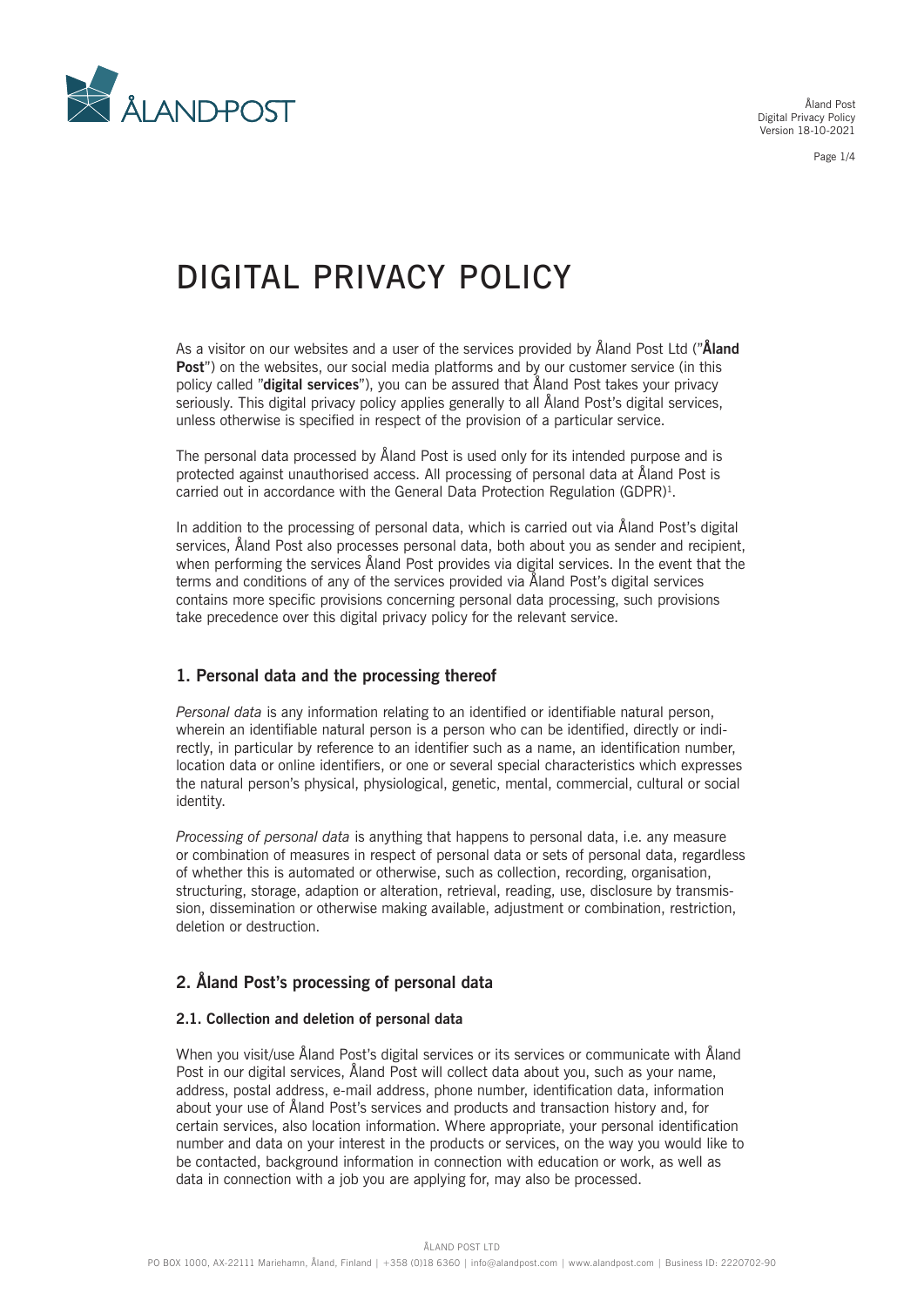# DIGITAL PRIVACY POLICY

As a visitor on our websites and a user of the services provided by Åland Post Ltd ("**Åland Post**") on the websites, our social media platforms and by our customer service (in this policy called "**digital services**"), you can be assured that Åland Post takes your privacy seriously. This digital privacy policy applies generally to all Åland Post's digital services, unless otherwise is specified in respect of the provision of a particular service.

The personal data processed by Åland Post is used only for its intended purpose and is protected against unauthorised access. All processing of personal data at Åland Post is carried out in accordance with the General Data Protection Regulation (GDPR)[1].

In addition to the processing of personal data, which is carried out via Åland Post's digital services, Åland Post also processes personal data, both about you as sender and recipient, when performing the services Åland Post provides via digital services. In the event that the terms and conditions of any of the services provided via Åland Post's digital services contains more specific provisions concerning personal data processing, such provisions take precedence over this digital privacy policy for the relevant service.

## 1. Personal data and the processing thereof

*Personal data* is any information relating to an identified or identifiable natural person, wherein an identifiable natural person is a person who can be identified, directly or indirectly, in particular by reference to an identifier such as a name, an identification number, location data or online identifiers, or one or several special characteristics which expresses the natural person's physical, physiological, genetic, mental, commercial, cultural or social identity.

*Processing of personal data* is anything that happens to personal data, i.e. any measure or combination of measures in respect of personal data or sets of personal data, regardless of whether this is automated or otherwise, such as collection, recording, organisation, structuring, storage, adaption or alteration, retrieval, reading, use, disclosure by transmission, dissemination or otherwise making available, adjustment or combination, restriction, deletion or destruction.

## 2. Åland Post's processing of personal data

### 2.1. Collection and deletion of personal data

When you visit/use Åland Post's digital services or its services or communicate with Åland Post in our digital services, Åland Post will collect data about you, such as your name, address, postal address, e-mail address, phone number, identification data, information about your use of Åland Post's services and products and transaction history and, for certain services, also location information. Where appropriate, your personal identification number and data on your interest in the products or services, on the way you would like to be contacted, background information in connection with education or work, as well as data in connection with a job you are applying for, may also be processed.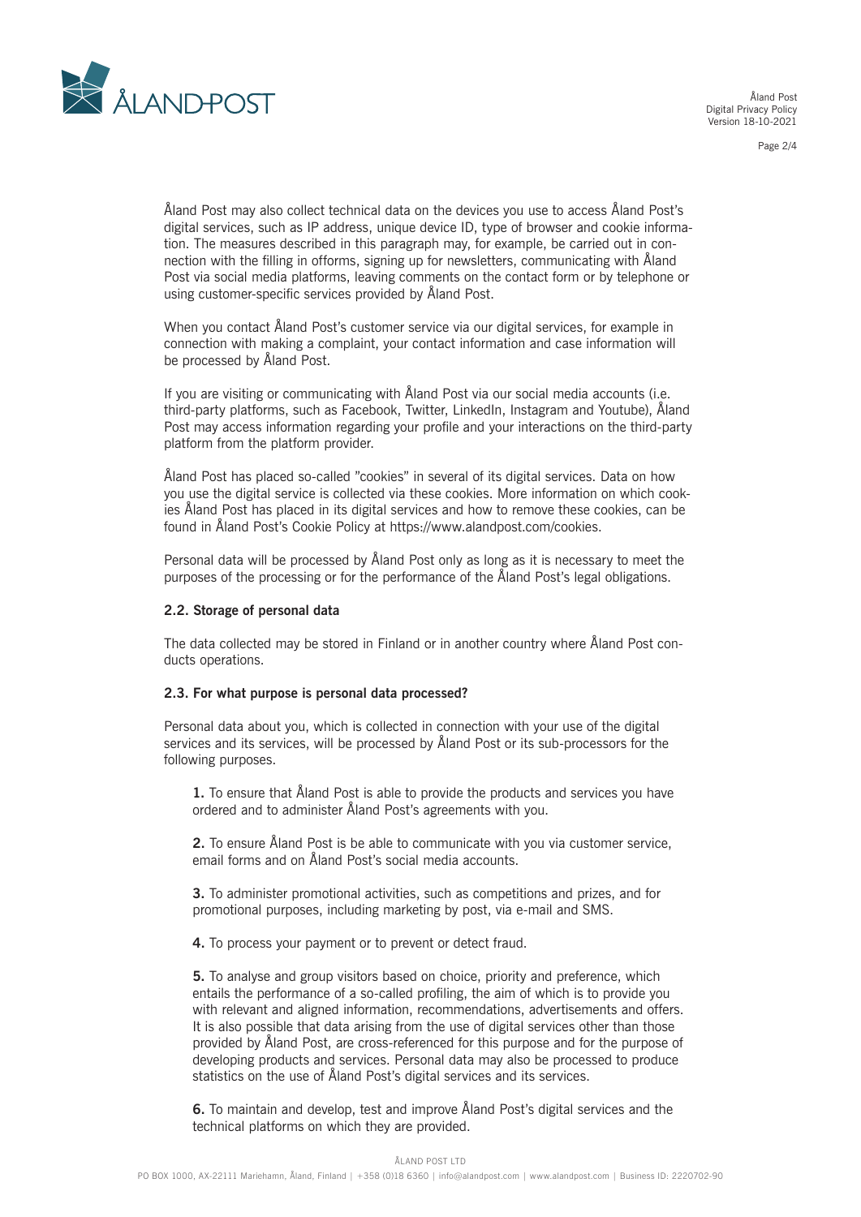Åland Post may also collect technical data on the devices you use to access Åland Post's digital services, such as IP address, unique device ID, type of browser and cookie information. The measures described in this paragraph may, for example, be carried out in connection with the filling in offorms, signing up for newsletters, communicating with Åland Post via social media platforms, leaving comments on the contact form or by telephone or using customer-specific services provided by Åland Post.

When you contact Åland Post's customer service via our digital services, for example in connection with making a complaint, your contact information and case information will be processed by Åland Post.

If you are visiting or communicating with Åland Post via our social media accounts (i.e. third-party platforms, such as Facebook, Twitter, LinkedIn, Instagram and Youtube), Åland Post may access information regarding your profile and your interactions on the third-party platform from the platform provider.

Åland Post has placed so-called "cookies" in several of its digital services. Data on how you use the digital service is collected via these cookies. More information on which cookies Åland Post has placed in its digital services and how to remove these cookies, can be found in Åland Post's Cookie Policy at https://www.alandpost.com/cookies.

Personal data will be processed by Åland Post only as long as it is necessary to meet the purposes of the processing or for the performance of the Åland Post's legal obligations.

### 2.2. Storage of personal data

The data collected may be stored in Finland or in another country where Åland Post conducts operations.

### 2.3. For what purpose is personal data processed?

Personal data about you, which is collected in connection with your use of the digital services and its services, will be processed by Åland Post or its sub-processors for the following purposes.

**1.** To ensure that Åland Post is able to provide the products and services you have ordered and to administer Åland Post's agreements with you.

**2.** To ensure Åland Post is be able to communicate with you via customer service, email forms and on Åland Post's social media accounts.

**3.** To administer promotional activities, such as competitions and prizes, and for promotional purposes, including marketing by post, via e-mail and SMS.

**4.** To process your payment or to prevent or detect fraud.

**5.** To analyse and group visitors based on choice, priority and preference, which entails the performance of a so-called profiling, the aim of which is to provide you with relevant and aligned information, recommendations, advertisements and offers. It is also possible that data arising from the use of digital services other than those provided by Åland Post, are cross-referenced for this purpose and for the purpose of developing products and services. Personal data may also be processed to produce statistics on the use of Åland Post's digital services and its services.

**6.** To maintain and develop, test and improve Åland Post's digital services and the technical platforms on which they are provided.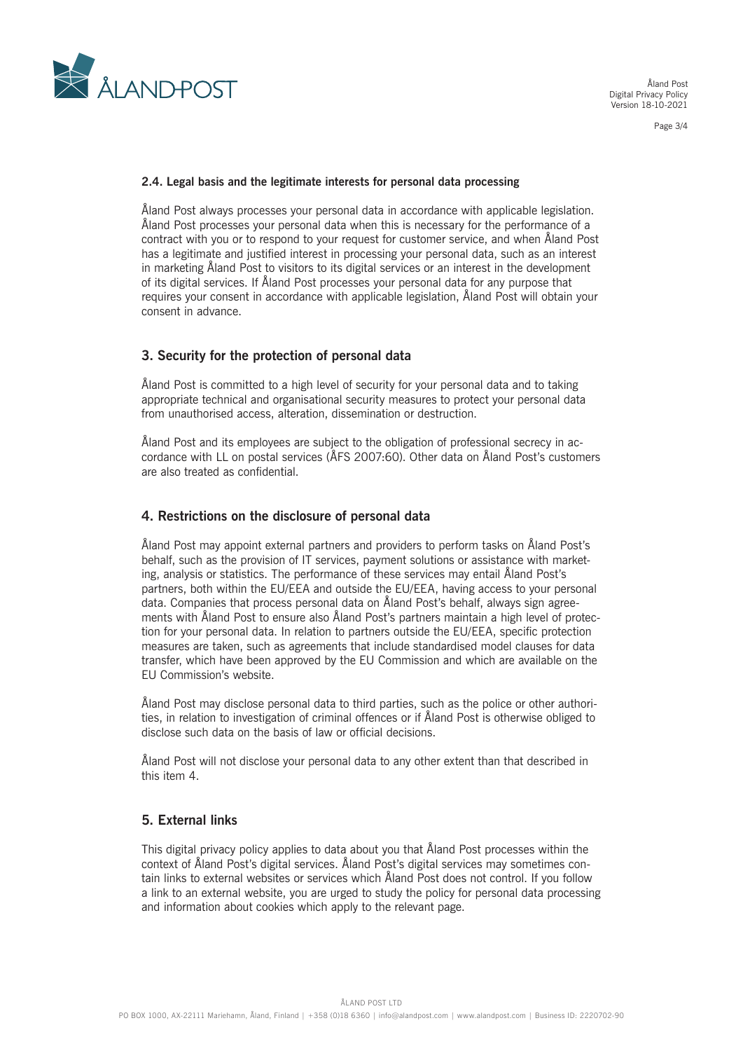### 2.4. Legal basis and the legitimate interests for personal data processing

Åland Post always processes your personal data in accordance with applicable legislation. Åland Post processes your personal data when this is necessary for the performance of a contract with you or to respond to your request for customer service, and when Åland Post has a legitimate and justified interest in processing your personal data, such as an interest in marketing Åland Post to visitors to its digital services or an interest in the development of its digital services. If Åland Post processes your personal data for any purpose that requires your consent in accordance with applicable legislation, Åland Post will obtain your consent in advance.

## 3. Security for the protection of personal data

Åland Post is committed to a high level of security for your personal data and to taking appropriate technical and organisational security measures to protect your personal data from unauthorised access, alteration, dissemination or destruction.

Åland Post and its employees are subject to the obligation of professional secrecy in accordance with LL on postal services (ÅFS 2007:60). Other data on Åland Post's customers are also treated as confidential.

## 4. Restrictions on the disclosure of personal data

Åland Post may appoint external partners and providers to perform tasks on Åland Post's behalf, such as the provision of IT services, payment solutions or assistance with marketing, analysis or statistics. The performance of these services may entail Åland Post's partners, both within the EU/EEA and outside the EU/EEA, having access to your personal data. Companies that process personal data on Åland Post's behalf, always sign agreements with Åland Post to ensure also Åland Post's partners maintain a high level of protection for your personal data. In relation to partners outside the EU/EEA, specific protection measures are taken, such as agreements that include standardised model clauses for data transfer, which have been approved by the EU Commission and which are available on the EU Commission's website.

Åland Post may disclose personal data to third parties, such as the police or other authorities, in relation to investigation of criminal offences or if Åland Post is otherwise obliged to disclose such data on the basis of law or official decisions.

Åland Post will not disclose your personal data to any other extent than that described in this item 4.

## 5. External links

This digital privacy policy applies to data about you that Åland Post processes within the context of Åland Post's digital services. Åland Post's digital services may sometimes contain links to external websites or services which Åland Post does not control. If you follow a link to an external website, you are urged to study the policy for personal data processing and information about cookies which apply to the relevant page.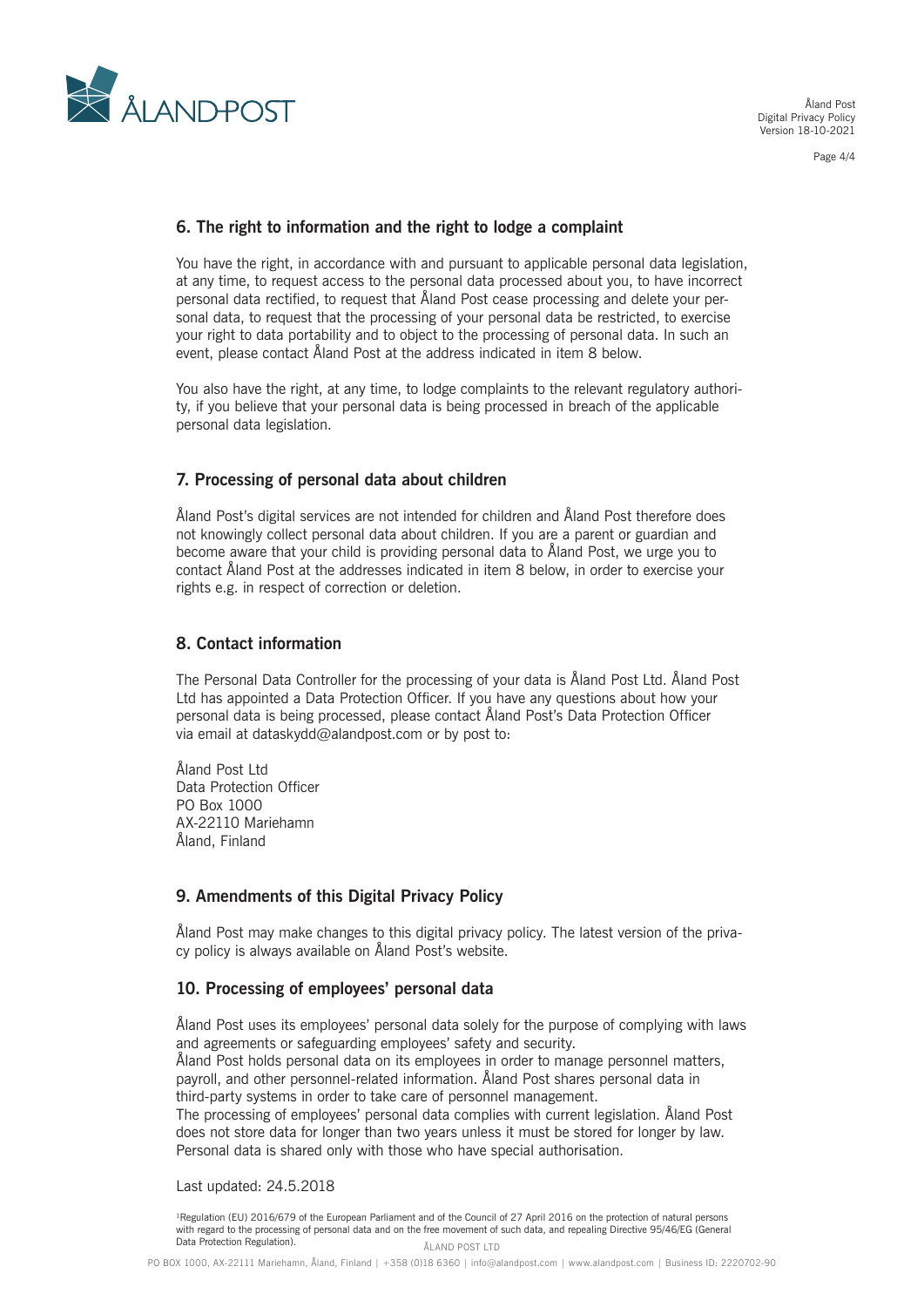## 6. The right to information and the right to lodge a complaint

You have the right, in accordance with and pursuant to applicable personal data legislation, at any time, to request access to the personal data processed about you, to have incorrect personal data rectified, to request that Åland Post cease processing and delete your personal data, to request that the processing of your personal data be restricted, to exercise your right to data portability and to object to the processing of personal data. In such an event, please contact Åland Post at the address indicated in item 8 below.

You also have the right, at any time, to lodge complaints to the relevant regulatory authority, if you believe that your personal data is being processed in breach of the applicable personal data legislation.

## 7. Processing of personal data about children

Åland Post's digital services are not intended for children and Åland Post therefore does not knowingly collect personal data about children. If you are a parent or guardian and become aware that your child is providing personal data to Åland Post, we urge you to contact Åland Post at the addresses indicated in item 8 below, in order to exercise your rights e.g. in respect of correction or deletion.

## 8. Contact information

The Personal Data Controller for the processing of your data is Åland Post Ltd. Åland Post Ltd has appointed a Data Protection Officer. If you have any questions about how your personal data is being processed, please contact Åland Post's Data Protection Officer via email at dataskydd@alandpost.com or by post to:

Åland Post Ltd
Data Protection Officer
PO Box 1000
AX-22110 Mariehamn
Åland, Finland

## 9. Amendments of this Digital Privacy Policy

Åland Post may make changes to this digital privacy policy. The latest version of the privacy policy is always available on Åland Post's website.

## 10. Processing of employees' personal data

Åland Post uses its employees' personal data solely for the purpose of complying with laws and agreements or safeguarding employees' safety and security.
Åland Post holds personal data on its employees in order to manage personnel matters, payroll, and other personnel-related information. Åland Post shares personal data in third-party systems in order to take care of personnel management.
The processing of employees' personal data complies with current legislation. Åland Post does not store data for longer than two years unless it must be stored for longer by law. Personal data is shared only with those who have special authorisation.

Last updated: 24.5.2018

[1]Regulation (EU) 2016/679 of the European Parliament and of the Council of 27 April 2016 on the protection of natural persons with regard to the processing of personal data and on the free movement of such data, and repealing Directive 95/46/EG (General Data Protection Regulation).